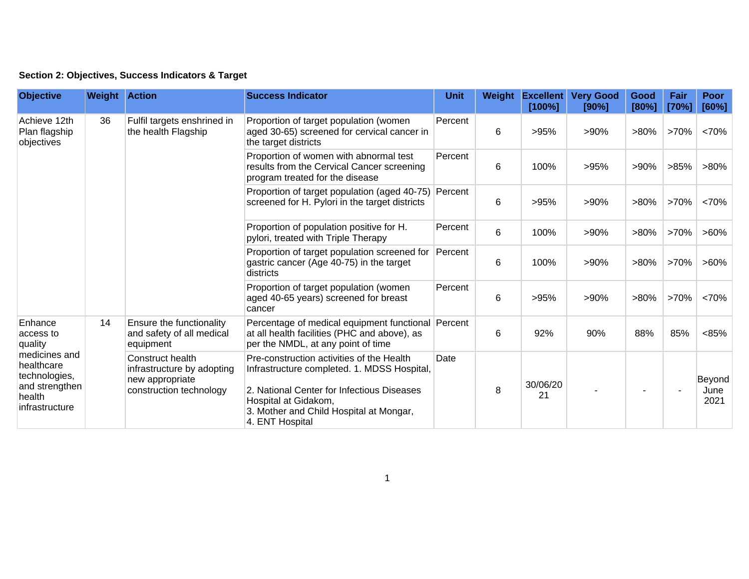**Section 2: Objectives, Success Indicators & Target**

| Objective | Weight | Action | Success Indicator | Unit | Weight | Excellent [100%] | Very Good [90%] | Good [80%] | Fair [70%] | Poor [60%] |
|---|---|---|---|---|---|---|---|---|---|---|
| Achieve 12th Plan flagship objectives | 36 | Fulfil targets enshrined in the health Flagship | Proportion of target population (women aged 30-65) screened for cervical cancer in the target districts | Percent | 6 | >95% | >90% | >80% | >70% | <70% |
| | | | Proportion of women with abnormal test results from the Cervical Cancer screening program treated for the disease | Percent | 6 | 100% | >95% | >90% | >85% | >80% |
| | | | Proportion of target population (aged 40-75) screened for H. Pylori in the target districts | Percent | 6 | >95% | >90% | >80% | >70% | <70% |
| | | | Proportion of population positive for H. pylori, treated with Triple Therapy | Percent | 6 | 100% | >90% | >80% | >70% | >60% |
| | | | Proportion of target population screened for gastric cancer (Age 40-75) in the target districts | Percent | 6 | 100% | >90% | >80% | >70% | >60% |
| | | | Proportion of target population (women aged 40-65 years) screened for breast cancer | Percent | 6 | >95% | >90% | >80% | >70% | <70% |
| Enhance access to quality medicines and healthcare technologies, and strengthen health infrastructure | 14 | Ensure the functionality and safety of all medical equipment | Percentage of medical equipment functional at all health facilities (PHC and above), as per the NMDL, at any point of time | Percent | 6 | 92% | 90% | 88% | 85% | <85% |
| | | Construct health infrastructure by adopting new appropriate construction technology | Pre-construction activities of the Health Infrastructure completed. 1. MDSS Hospital, 2. National Center for Infectious Diseases Hospital at Gidakom, 3. Mother and Child Hospital at Mongar, 4. ENT Hospital | Date | 8 | 30/06/2021 | - | - | - | Beyond June 2021 |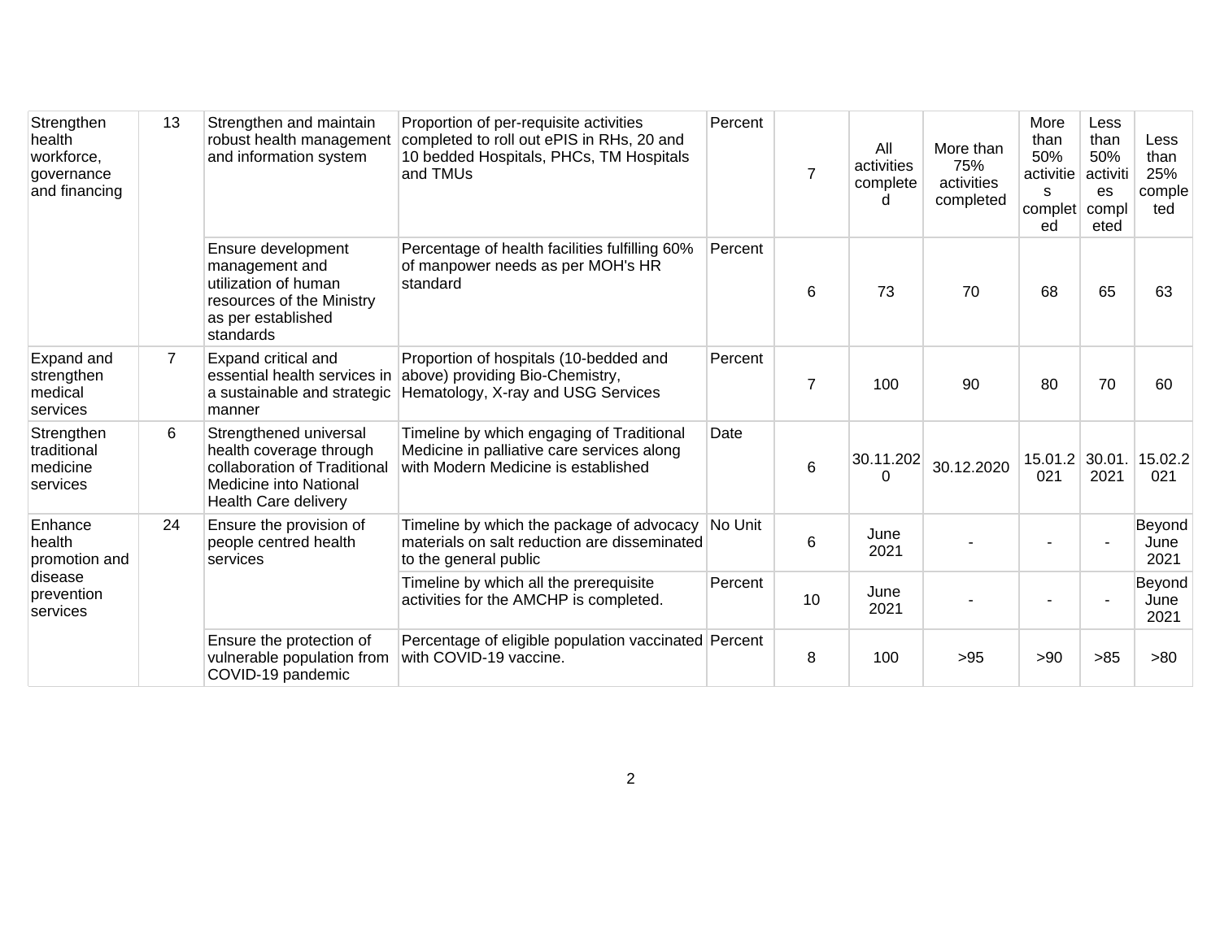| | | | | | | | | | | |
|---|---|---|---|---|---|---|---|---|---|---|
| Strengthen health workforce, governance and financing | 13 | Strengthen and maintain robust health management and information system | Proportion of per-requisite activities completed to roll out ePIS in RHs, 20 and 10 bedded Hospitals, PHCs, TM Hospitals and TMUs | Percent | 7 | All activities completed | More than 75% activities completed | More than 50% activities completed | Less than 50% activities completed | Less than 25% completed |
| | | Ensure development management and utilization of human resources of the Ministry as per established standards | Percentage of health facilities fulfilling 60% of manpower needs as per MOH's HR standard | Percent | 6 | 73 | 70 | 68 | 65 | 63 |
| Expand and strengthen medical services | 7 | Expand critical and essential health services in a sustainable and strategic manner | Proportion of hospitals (10-bedded and above) providing Bio-Chemistry, Hematology, X-ray and USG Services | Percent | 7 | 100 | 90 | 80 | 70 | 60 |
| Strengthen traditional medicine services | 6 | Strengthened universal health coverage through collaboration of Traditional Medicine into National Health Care delivery | Timeline by which engaging of Traditional Medicine in palliative care services along with Modern Medicine is established | Date | 6 | 30.11.2020 | 30.12.2020 | 15.01.2021 | 30.01.2021 | 15.02.2021 |
| Enhance health promotion and disease prevention services | 24 | Ensure the provision of people centred health services | Timeline by which the package of advocacy materials on salt reduction are disseminated to the general public | No Unit | 6 | June 2021 | - | - | - | Beyond June 2021 |
| | | | Timeline by which all the prerequisite activities for the AMCHP is completed. | Percent | 10 | June 2021 | - | - | - | Beyond June 2021 |
| | | Ensure the protection of vulnerable population from COVID-19 pandemic | Percentage of eligible population vaccinated with COVID-19 vaccine. | Percent | 8 | 100 | >95 | >90 | >85 | >80 |